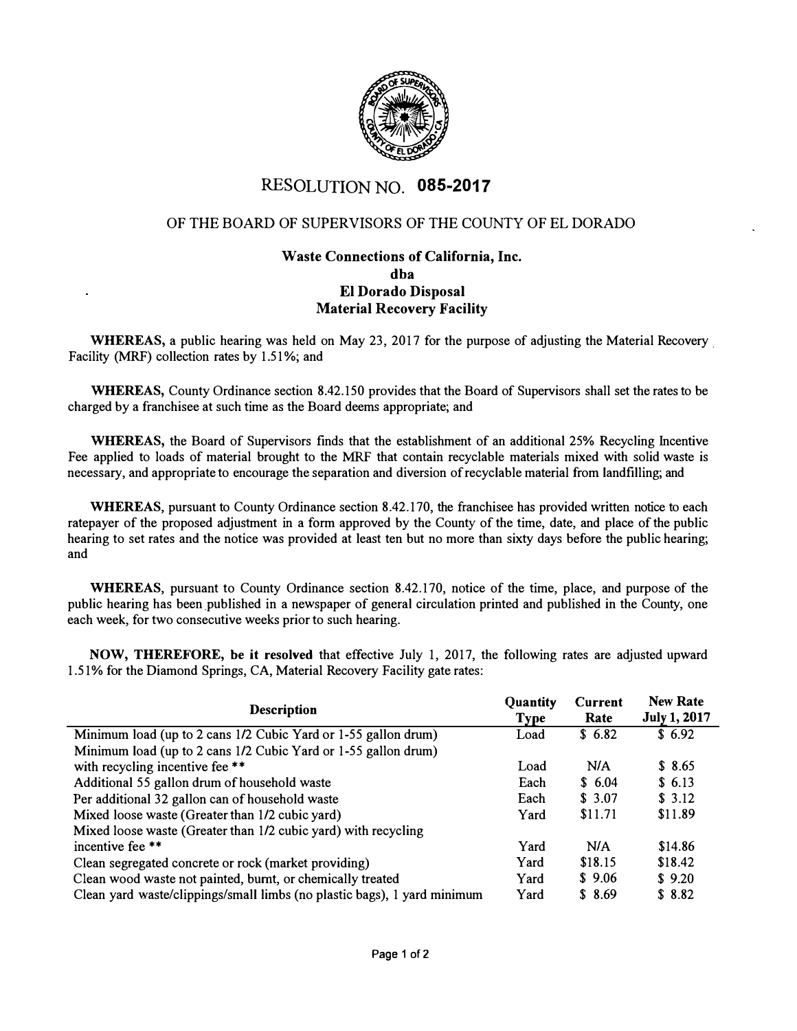# RESOLUTION NO. 085-2017

## OF THE BOARD OF SUPERVISORS OF THE COUNTY OF EL DORADO

**Waste Connections of California, Inc.**
**dba**
**El Dorado Disposal**
**Material Recovery Facility**

**WHEREAS,** a public hearing was held on May 23, 2017 for the purpose of adjusting the Material Recovery Facility (MRF) collection rates by 1.51%; and

**WHEREAS,** County Ordinance section 8.42.150 provides that the Board of Supervisors shall set the rates to be charged by a franchisee at such time as the Board deems appropriate; and

**WHEREAS,** the Board of Supervisors finds that the establishment of an additional 25% Recycling Incentive Fee applied to loads of material brought to the MRF that contain recyclable materials mixed with solid waste is necessary, and appropriate to encourage the separation and diversion of recyclable material from landfilling; and

**WHEREAS,** pursuant to County Ordinance section 8.42.170, the franchisee has provided written notice to each ratepayer of the proposed adjustment in a form approved by the County of the time, date, and place of the public hearing to set rates and the notice was provided at least ten but no more than sixty days before the public hearing; and

**WHEREAS,** pursuant to County Ordinance section 8.42.170, notice of the time, place, and purpose of the public hearing has been published in a newspaper of general circulation printed and published in the County, one each week, for two consecutive weeks prior to such hearing.

**NOW, THEREFORE, be it resolved** that effective July 1, 2017, the following rates are adjusted upward 1.51% for the Diamond Springs, CA, Material Recovery Facility gate rates:

| Description | Quantity Type | Current Rate | New Rate July 1, 2017 |
|---|---|---|---|
| Minimum load (up to 2 cans 1/2 Cubic Yard or 1-55 gallon drum) | Load | $ 6.82 | $ 6.92 |
| Minimum load (up to 2 cans 1/2 Cubic Yard or 1-55 gallon drum) with recycling incentive fee ** | Load | N/A | $ 8.65 |
| Additional 55 gallon drum of household waste | Each | $ 6.04 | $ 6.13 |
| Per additional 32 gallon can of household waste | Each | $ 3.07 | $ 3.12 |
| Mixed loose waste (Greater than 1/2 cubic yard) | Yard | $11.71 | $11.89 |
| Mixed loose waste (Greater than 1/2 cubic yard) with recycling incentive fee ** | Yard | N/A | $14.86 |
| Clean segregated concrete or rock (market providing) | Yard | $18.15 | $18.42 |
| Clean wood waste not painted, burnt, or chemically treated | Yard | $ 9.06 | $ 9.20 |
| Clean yard waste/clippings/small limbs (no plastic bags), 1 yard minimum | Yard | $ 8.69 | $ 8.82 |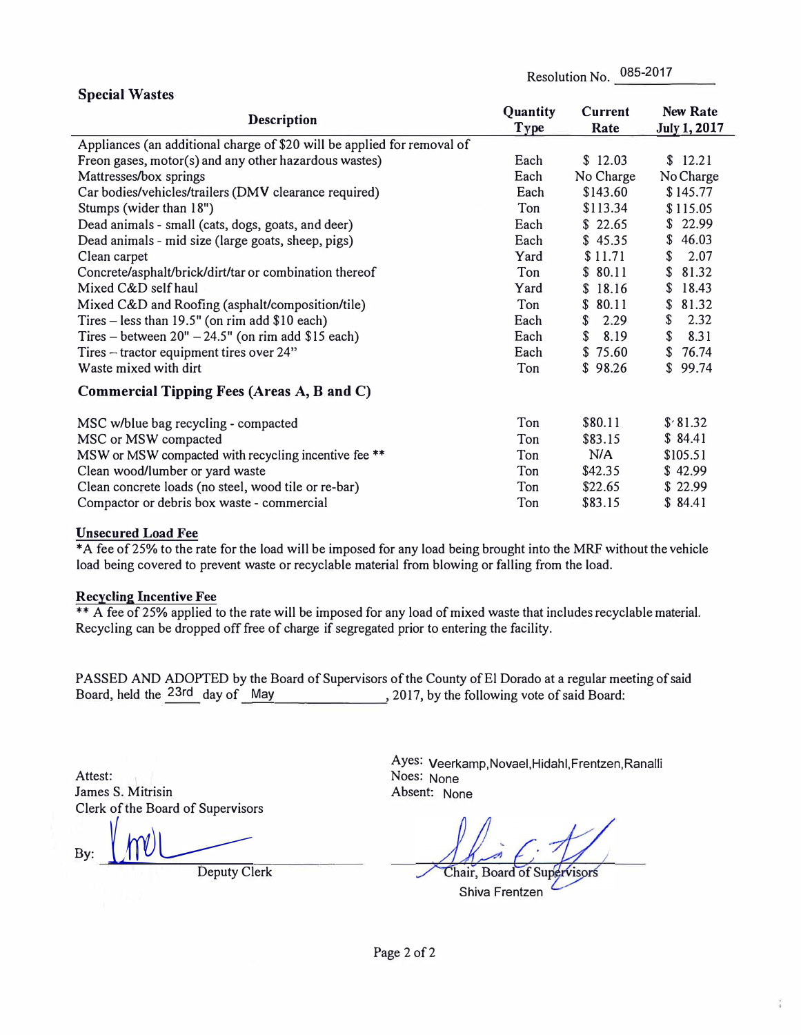Resolution No. 085-2017

## Special Wastes

| Description | Quantity Type | Current Rate | New Rate July 1, 2017 |
|---|---|---|---|
| Appliances (an additional charge of $20 will be applied for removal of Freon gases, motor(s) and any other hazardous wastes) | Each | $ 12.03 | $ 12.21 |
| Mattresses/box springs | Each | No Charge | No Charge |
| Car bodies/vehicles/trailers (DMV clearance required) | Each | $143.60 | $145.77 |
| Stumps (wider than 18") | Ton | $113.34 | $115.05 |
| Dead animals - small (cats, dogs, goats, and deer) | Each | $ 22.65 | $ 22.99 |
| Dead animals - mid size (large goats, sheep, pigs) | Each | $ 45.35 | $ 46.03 |
| Clean carpet | Yard | $ 11.71 | $ 2.07 |
| Concrete/asphalt/brick/dirt/tar or combination thereof | Ton | $ 80.11 | $ 81.32 |
| Mixed C&D self haul | Yard | $ 18.16 | $ 18.43 |
| Mixed C&D and Roofing (asphalt/composition/tile) | Ton | $ 80.11 | $ 81.32 |
| Tires – less than 19.5" (on rim add $10 each) | Each | $ 2.29 | $ 2.32 |
| Tires – between 20" – 24.5" (on rim add $15 each) | Each | $ 8.19 | $ 8.31 |
| Tires – tractor equipment tires over 24" | Each | $ 75.60 | $ 76.74 |
| Waste mixed with dirt | Ton | $ 98.26 | $ 99.74 |

## Commercial Tipping Fees (Areas A, B and C)

| Description | Quantity Type | Current Rate | New Rate July 1, 2017 |
|---|---|---|---|
| MSC w/blue bag recycling - compacted | Ton | $80.11 | $ 81.32 |
| MSC or MSW compacted | Ton | $83.15 | $ 84.41 |
| MSW or MSW compacted with recycling incentive fee ** | Ton | N/A | $105.51 |
| Clean wood/lumber or yard waste | Ton | $42.35 | $ 42.99 |
| Clean concrete loads (no steel, wood tile or re-bar) | Ton | $22.65 | $ 22.99 |
| Compactor or debris box waste - commercial | Ton | $83.15 | $ 84.41 |

**Unsecured Load Fee**

*A fee of 25% to the rate for the load will be imposed for any load being brought into the MRF without the vehicle load being covered to prevent waste or recyclable material from blowing or falling from the load.

**Recycling Incentive Fee**

** A fee of 25% applied to the rate will be imposed for any load of mixed waste that includes recyclable material. Recycling can be dropped off free of charge if segregated prior to entering the facility.

PASSED AND ADOPTED by the Board of Supervisors of the County of El Dorado at a regular meeting of said Board, held the 23rd day of May, 2017, by the following vote of said Board:

Ayes: Veerkamp, Novael, Hidahl, Frentzen, Ranalli
Noes: None
Absent: None

Attest:
James S. Mitrisin
Clerk of the Board of Supervisors

By: ______________________
Deputy Clerk

______________________
Chair, Board of Supervisors
Shiva Frentzen